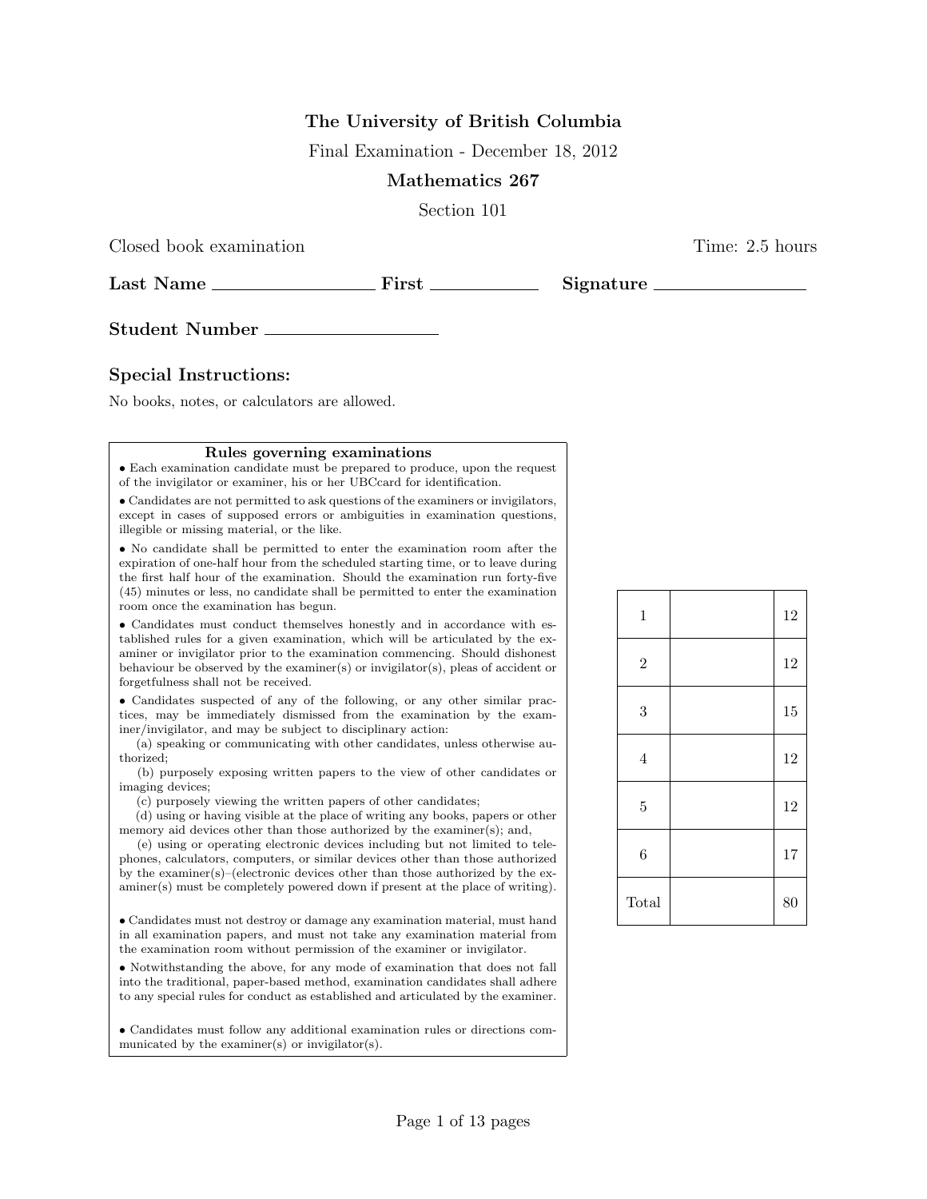**The University of British Columbia**

Final Examination - December 18, 2012

**Mathematics 267**

Section 101

Closed book examination Time: 2.5 hours

**Last Name** ________________ **First** ____________ **Signature** ________________

**Student Number** ________________

### Special Instructions:

No books, notes, or calculators are allowed.

**Rules governing examinations**

- Each examination candidate must be prepared to produce, upon the request of the invigilator or examiner, his or her UBCcard for identification.
- Candidates are not permitted to ask questions of the examiners or invigilators, except in cases of supposed errors or ambiguities in examination questions, illegible or missing material, or the like.
- No candidate shall be permitted to enter the examination room after the expiration of one-half hour from the scheduled starting time, or to leave during the first half hour of the examination. Should the examination run forty-five (45) minutes or less, no candidate shall be permitted to enter the examination room once the examination has begun.
- Candidates must conduct themselves honestly and in accordance with established rules for a given examination, which will be articulated by the examiner or invigilator prior to the examination commencing. Should dishonest behaviour be observed by the examiner(s) or invigilator(s), pleas of accident or forgetfulness shall not be received.
- Candidates suspected of any of the following, or any other similar practices, may be immediately dismissed from the examination by the examiner/invigilator, and may be subject to disciplinary action:
  (a) speaking or communicating with other candidates, unless otherwise authorized;
  (b) purposely exposing written papers to the view of other candidates or imaging devices;
  (c) purposely viewing the written papers of other candidates;
  (d) using or having visible at the place of writing any books, papers or other memory aid devices other than those authorized by the examiner(s); and,
  (e) using or operating electronic devices including but not limited to telephones, calculators, computers, or similar devices other than those authorized by the examiner(s)–(electronic devices other than those authorized by the examiner(s) must be completely powered down if present at the place of writing).
- Candidates must not destroy or damage any examination material, must hand in all examination papers, and must not take any examination material from the examination room without permission of the examiner or invigilator.
- Notwithstanding the above, for any mode of examination that does not fall into the traditional, paper-based method, examination candidates shall adhere to any special rules for conduct as established and articulated by the examiner.
- Candidates must follow any additional examination rules or directions communicated by the examiner(s) or invigilator(s).

| Question | Score | Max |
|---|---|---|
| 1 | | 12 |
| 2 | | 12 |
| 3 | | 15 |
| 4 | | 12 |
| 5 | | 12 |
| 6 | | 17 |
| Total | | 80 |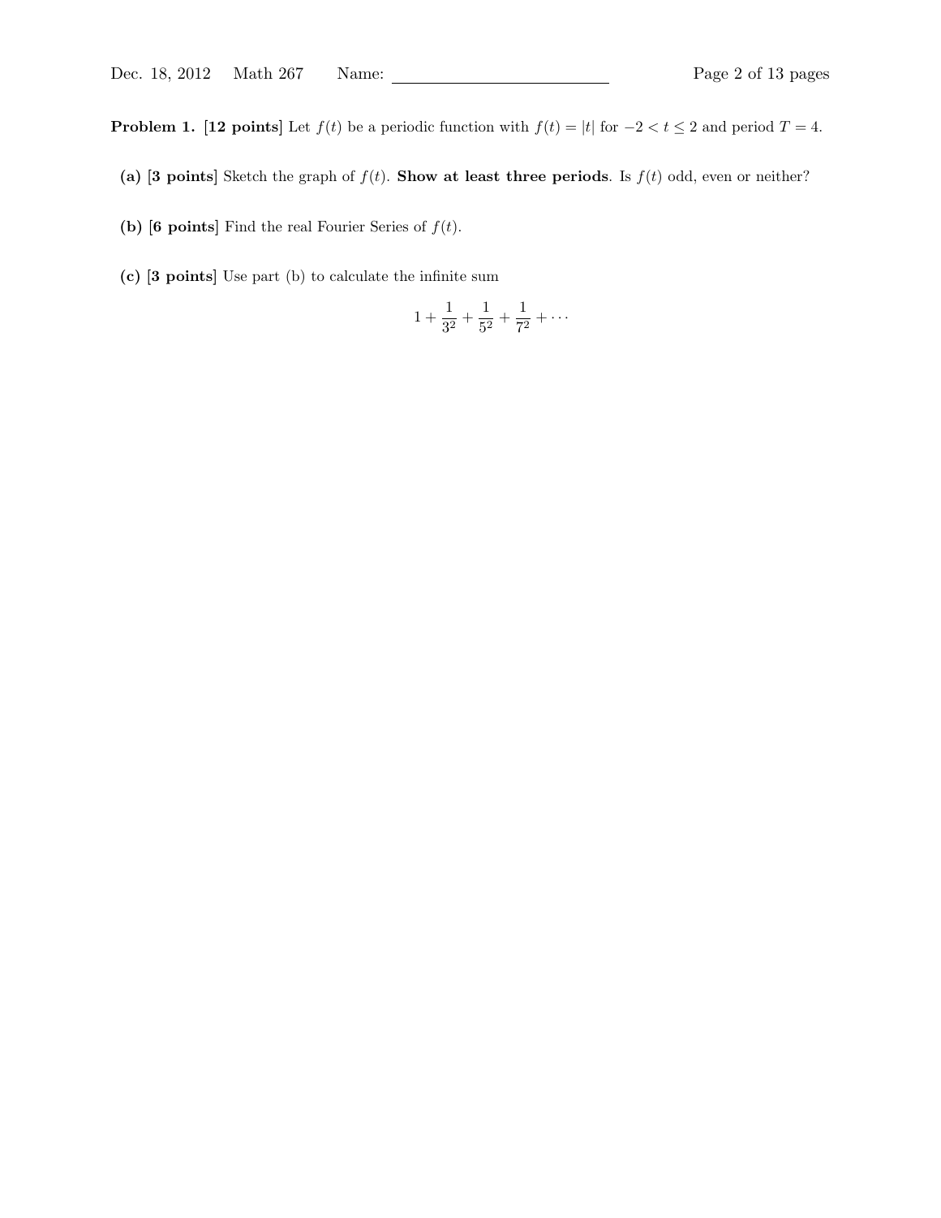**Problem 1. [12 points]** Let $f(t)$ be a periodic function with $f(t) = |t|$ for $-2 < t \leq 2$ and period $T = 4$.

**(a)** [**3 points**] Sketch the graph of $f(t)$. **Show at least three periods**. Is $f(t)$ odd, even or neither?

**(b)** [**6 points**] Find the real Fourier Series of $f(t)$.

**(c)** [**3 points**] Use part (b) to calculate the infinite sum

$$1 + \frac{1}{3^2} + \frac{1}{5^2} + \frac{1}{7^2} + \cdots$$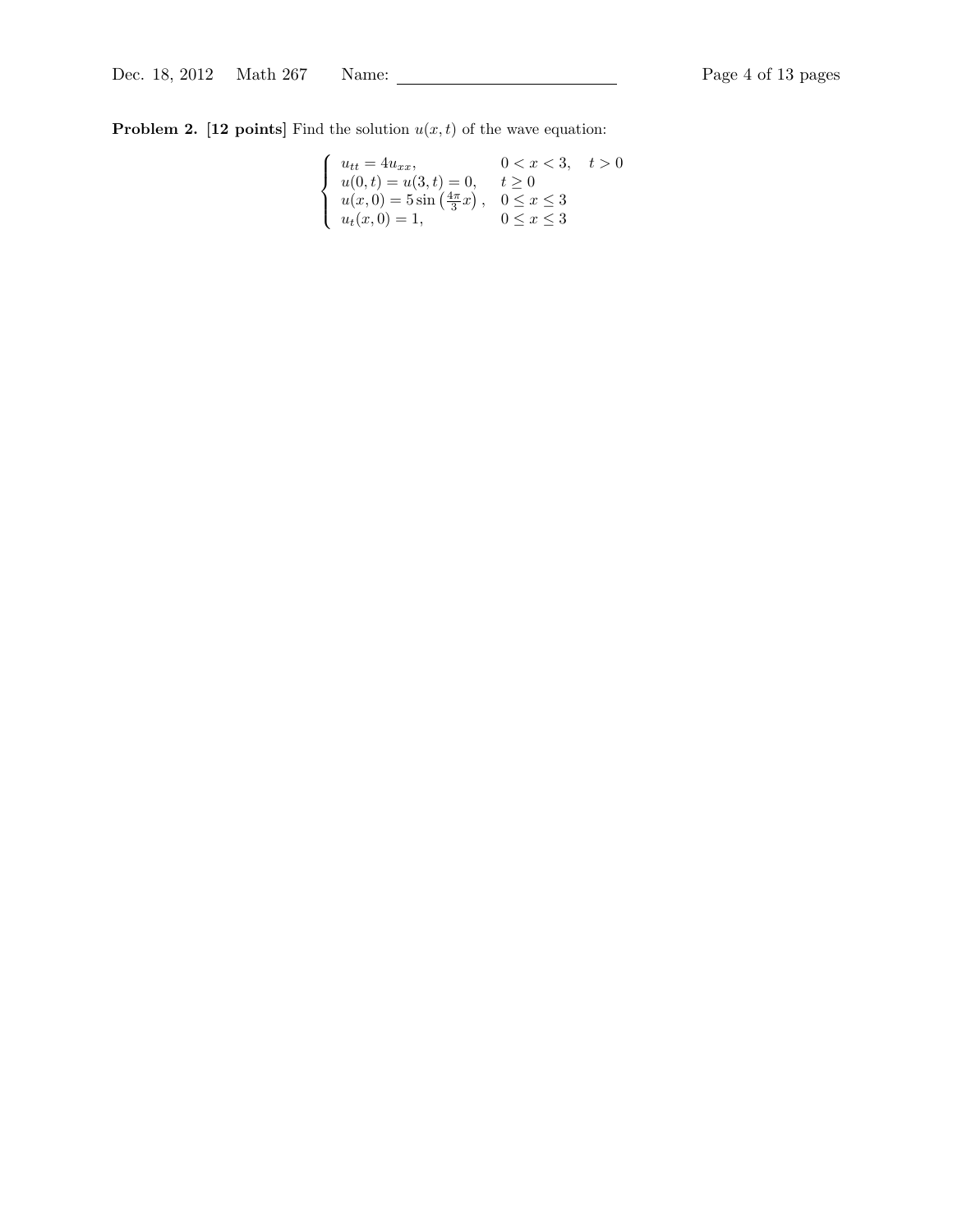**Problem 2. [12 points]** Find the solution $u(x,t)$ of the wave equation:

$$
\begin{cases}
u_{tt} = 4u_{xx}, & 0 < x < 3, \quad t > 0 \\
u(0,t) = u(3,t) = 0, & t \geq 0 \\
u(x,0) = 5\sin\left(\frac{4\pi}{3}x\right), & 0 \leq x \leq 3 \\
u_t(x,0) = 1, & 0 \leq x \leq 3
\end{cases}
$$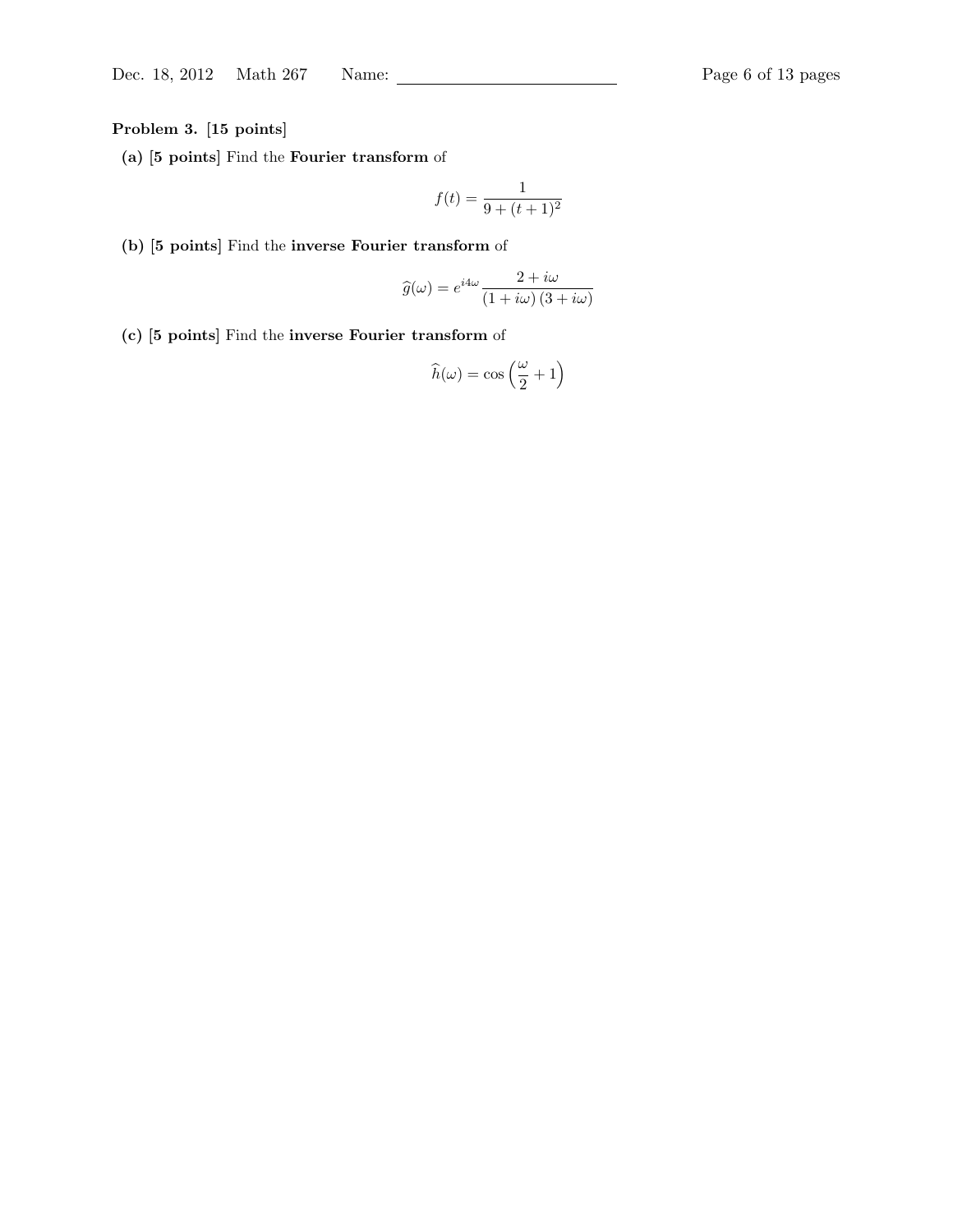**Problem 3. [15 points]**

**(a)** [**5 points**] Find the **Fourier transform** of

$$f(t) = \frac{1}{9 + (t+1)^2}$$

**(b)** [**5 points**] Find the **inverse Fourier transform** of

$$\widehat{g}(\omega) = e^{i4\omega} \frac{2 + i\omega}{(1 + i\omega)(3 + i\omega)}$$

**(c)** [**5 points**] Find the **inverse Fourier transform** of

$$\widehat{h}(\omega) = \cos\left(\frac{\omega}{2} + 1\right)$$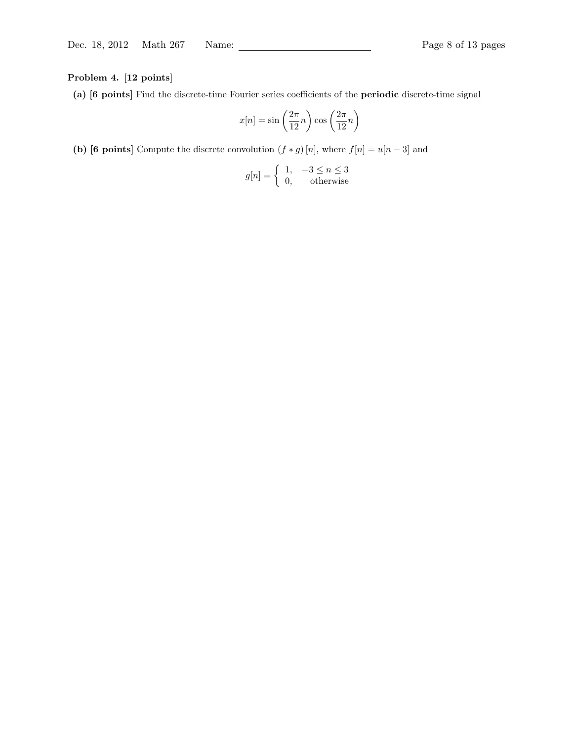**Problem 4. [12 points]**

**(a) [6 points]** Find the discrete-time Fourier series coefficients of the **periodic** discrete-time signal

$$x[n] = \sin\left(\frac{2\pi}{12}n\right)\cos\left(\frac{2\pi}{12}n\right)$$

**(b) [6 points]** Compute the discrete convolution $(f * g)[n]$, where $f[n] = u[n-3]$ and

$$g[n] = \begin{cases} 1, & -3 \leq n \leq 3 \\ 0, & \text{otherwise} \end{cases}$$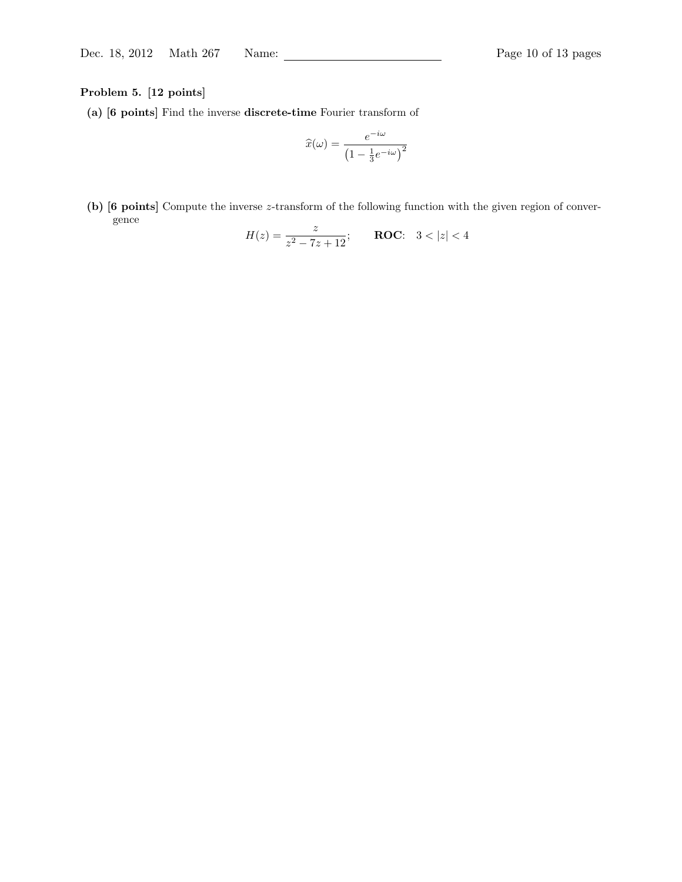**Problem 5. [12 points]**

**(a) [6 points]** Find the inverse **discrete-time** Fourier transform of

$$\widehat{x}(\omega) = \frac{e^{-i\omega}}{\left(1 - \frac{1}{3}e^{-i\omega}\right)^2}$$

**(b) [6 points]** Compute the inverse $z$-transform of the following function with the given region of convergence

$$H(z) = \frac{z}{z^2 - 7z + 12}; \qquad \textbf{ROC}: \quad 3 < |z| < 4$$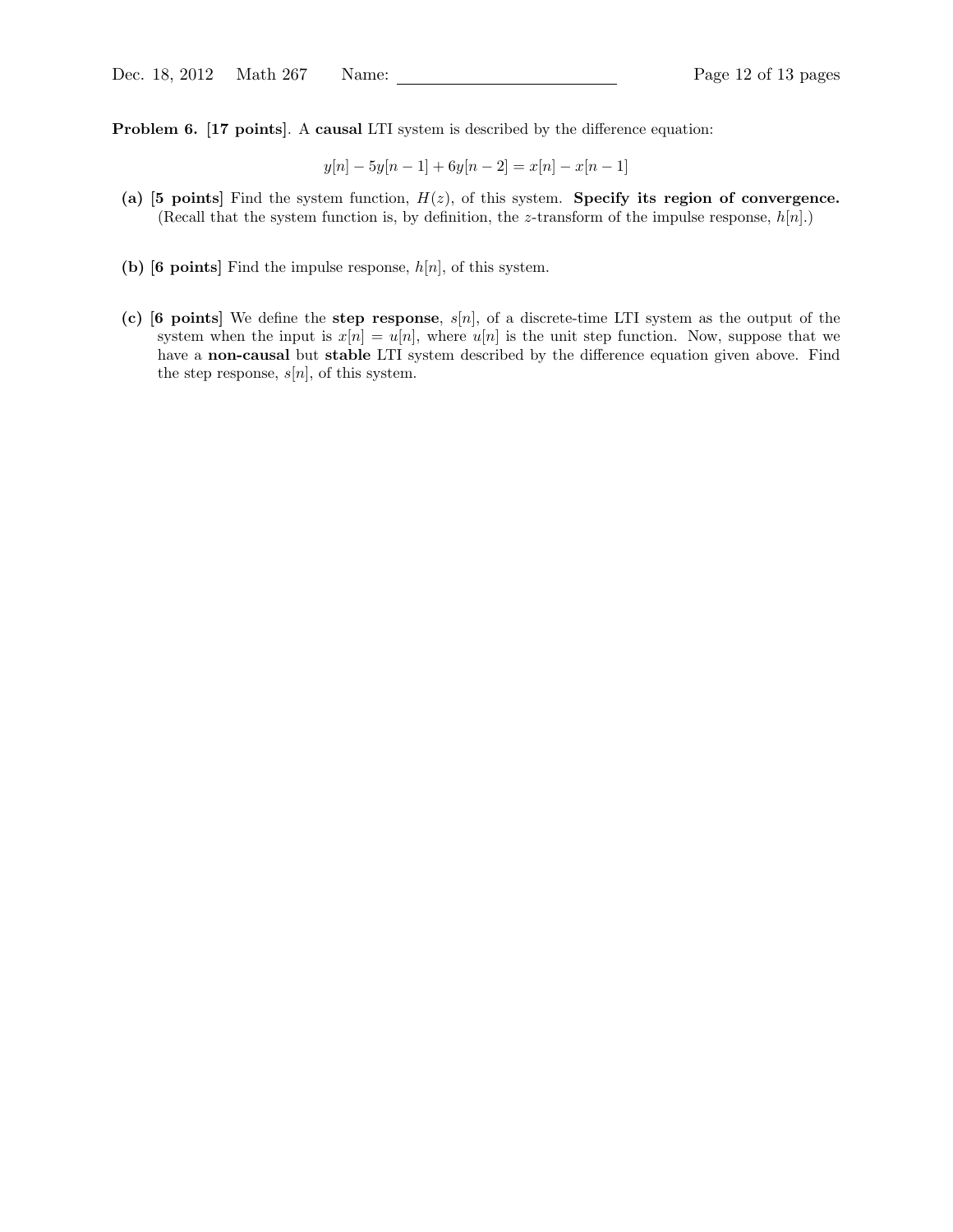**Problem 6. [17 points]**. A **causal** LTI system is described by the difference equation:

$$y[n] - 5y[n-1] + 6y[n-2] = x[n] - x[n-1]$$

**(a)** **[5 points]** Find the system function, $H(z)$, of this system. **Specify its region of convergence.** (Recall that the system function is, by definition, the $z$-transform of the impulse response, $h[n]$.)

**(b)** **[6 points]** Find the impulse response, $h[n]$, of this system.

**(c)** **[6 points]** We define the **step response**, $s[n]$, of a discrete-time LTI system as the output of the system when the input is $x[n] = u[n]$, where $u[n]$ is the unit step function. Now, suppose that we have a **non-causal** but **stable** LTI system described by the difference equation given above. Find the step response, $s[n]$, of this system.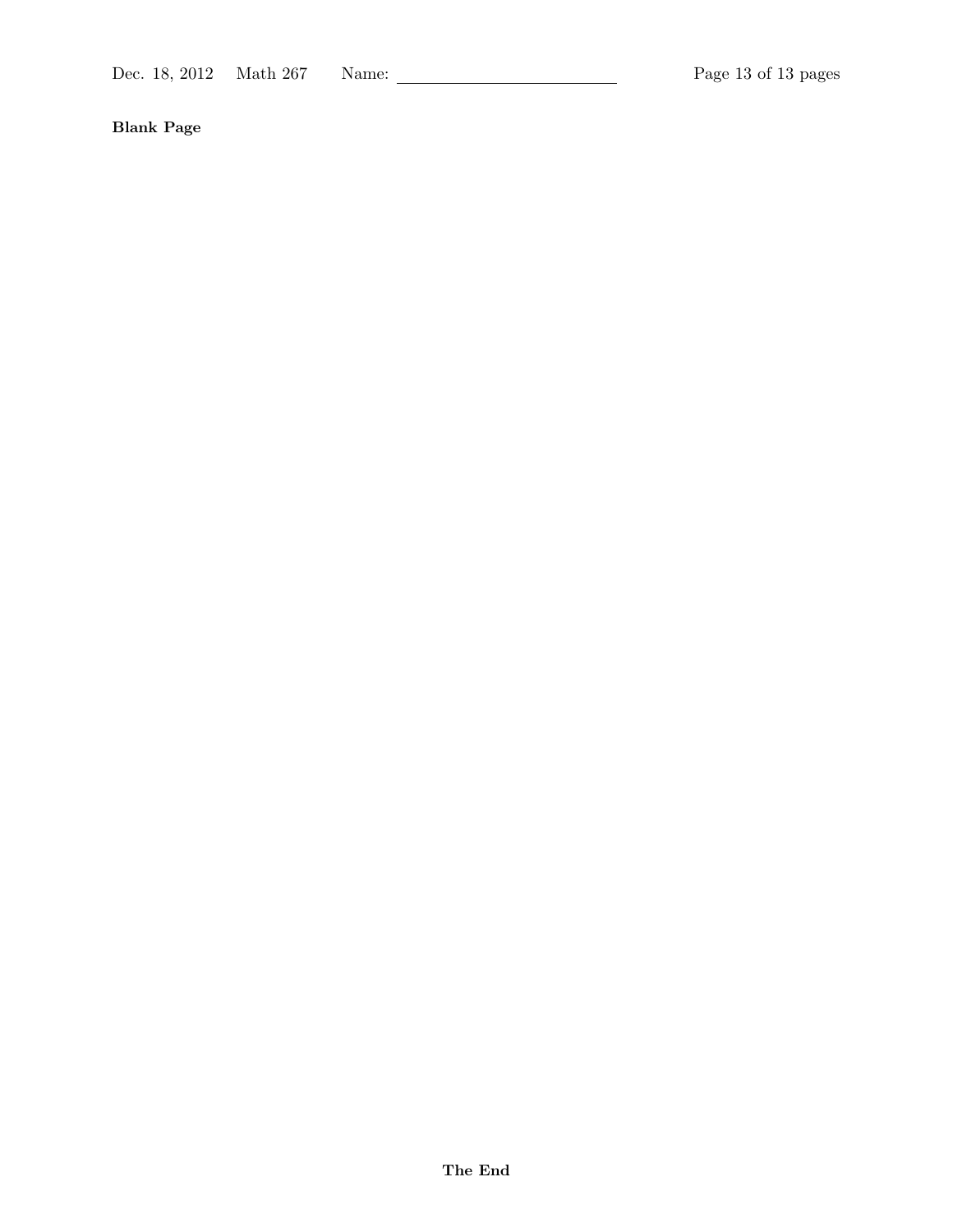**Blank Page**

**The End**